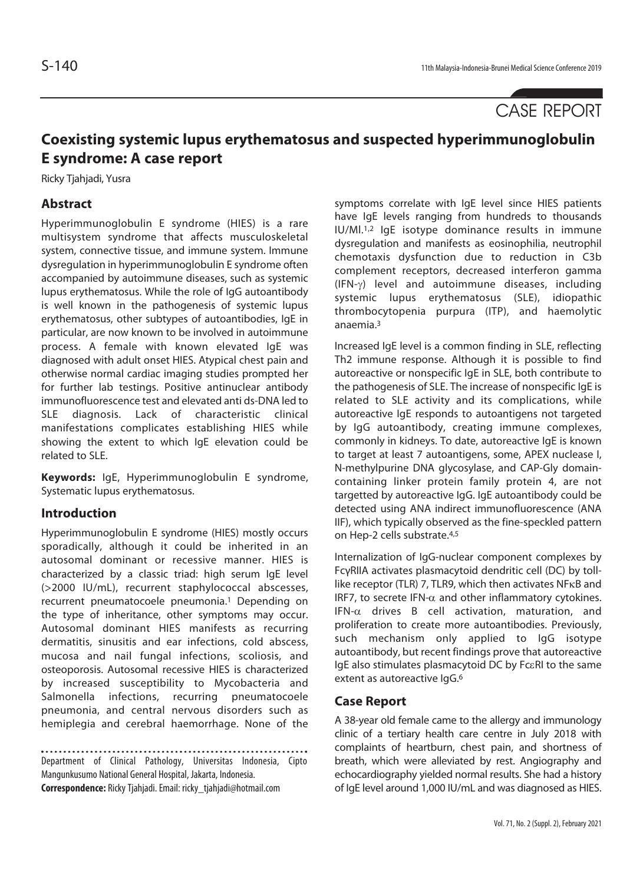CASE REPORT

# Coexisting systemic lupus erythematosus and suspected hyperimmunoglobulin E syndrome: A case report

Ricky Tjahjadi, Yusra

## Abstract

Hyperimmunoglobulin E syndrome (HIES) is a rare multisystem syndrome that affects musculoskeletal system, connective tissue, and immune system. Immune dysregulation in hyperimmunoglobulin E syndrome often accompanied by autoimmune diseases, such as systemic lupus erythematosus. While the role of IgG autoantibody is well known in the pathogenesis of systemic lupus erythematosus, other subtypes of autoantibodies, IgE in particular, are now known to be involved in autoimmune process. A female with known elevated IgE was diagnosed with adult onset HIES. Atypical chest pain and otherwise normal cardiac imaging studies prompted her for further lab testings. Positive antinuclear antibody immunofluorescence test and elevated anti ds-DNA led to SLE diagnosis. Lack of characteristic clinical manifestations complicates establishing HIES while showing the extent to which IgE elevation could be related to SLE.

**Keywords:** IgE, Hyperimmunoglobulin E syndrome, Systematic lupus erythematosus.

## Introduction

Hyperimmunoglobulin E syndrome (HIES) mostly occurs sporadically, although it could be inherited in an autosomal dominant or recessive manner. HIES is characterized by a classic triad: high serum IgE level (>2000 IU/mL), recurrent staphylococcal abscesses, recurrent pneumatocoele pneumonia.[1] Depending on the type of inheritance, other symptoms may occur. Autosomal dominant HIES manifests as recurring dermatitis, sinusitis and ear infections, cold abscess, mucosa and nail fungal infections, scoliosis, and osteoporosis. Autosomal recessive HIES is characterized by increased susceptibility to Mycobacteria and Salmonella infections, recurring pneumatocoele pneumonia, and central nervous disorders such as hemiplegia and cerebral haemorrhage. None of the symptoms correlate with IgE level since HIES patients have IgE levels ranging from hundreds to thousands IU/Ml.[1,2] IgE isotype dominance results in immune dysregulation and manifests as eosinophilia, neutrophil chemotaxis dysfunction due to reduction in C3b complement receptors, decreased interferon gamma (IFN-$\gamma$) level and autoimmune diseases, including systemic lupus erythematosus (SLE), idiopathic thrombocytopenia purpura (ITP), and haemolytic anaemia.[3]

Increased IgE level is a common finding in SLE, reflecting Th2 immune response. Although it is possible to find autoreactive or nonspecific IgE in SLE, both contribute to the pathogenesis of SLE. The increase of nonspecific IgE is related to SLE activity and its complications, while autoreactive IgE responds to autoantigens not targeted by IgG autoantibody, creating immune complexes, commonly in kidneys. To date, autoreactive IgE is known to target at least 7 autoantigens, some, APEX nuclease I, N-methylpurine DNA glycosylase, and CAP-Gly domain-containing linker protein family protein 4, are not targetted by autoreactive IgG. IgE autoantibody could be detected using ANA indirect immunofluorescence (ANA IIF), which typically observed as the fine-speckled pattern on Hep-2 cells substrate.[4,5]

Internalization of IgG-nuclear component complexes by FcγRIIA activates plasmacytoid dendritic cell (DC) by toll-like receptor (TLR) 7, TLR9, which then activates NFκB and IRF7, to secrete IFN-$\alpha$ and other inflammatory cytokines. IFN-$\alpha$ drives B cell activation, maturation, and proliferation to create more autoantibodies. Previously, such mechanism only applied to IgG isotype autoantibody, but recent findings prove that autoreactive IgE also stimulates plasmacytoid DC by FcεRI to the same extent as autoreactive IgG.[6]

## Case Report

A 38-year old female came to the allergy and immunology clinic of a tertiary health care centre in July 2018 with complaints of heartburn, chest pain, and shortness of breath, which were alleviated by rest. Angiography and echocardiography yielded normal results. She had a history of IgE level around 1,000 IU/mL and was diagnosed as HIES.

Department of Clinical Pathology, Universitas Indonesia, Cipto Mangunkusumo National General Hospital, Jakarta, Indonesia.

**Correspondence:** Ricky Tjahjadi. Email: ricky_tjahjadi@hotmail.com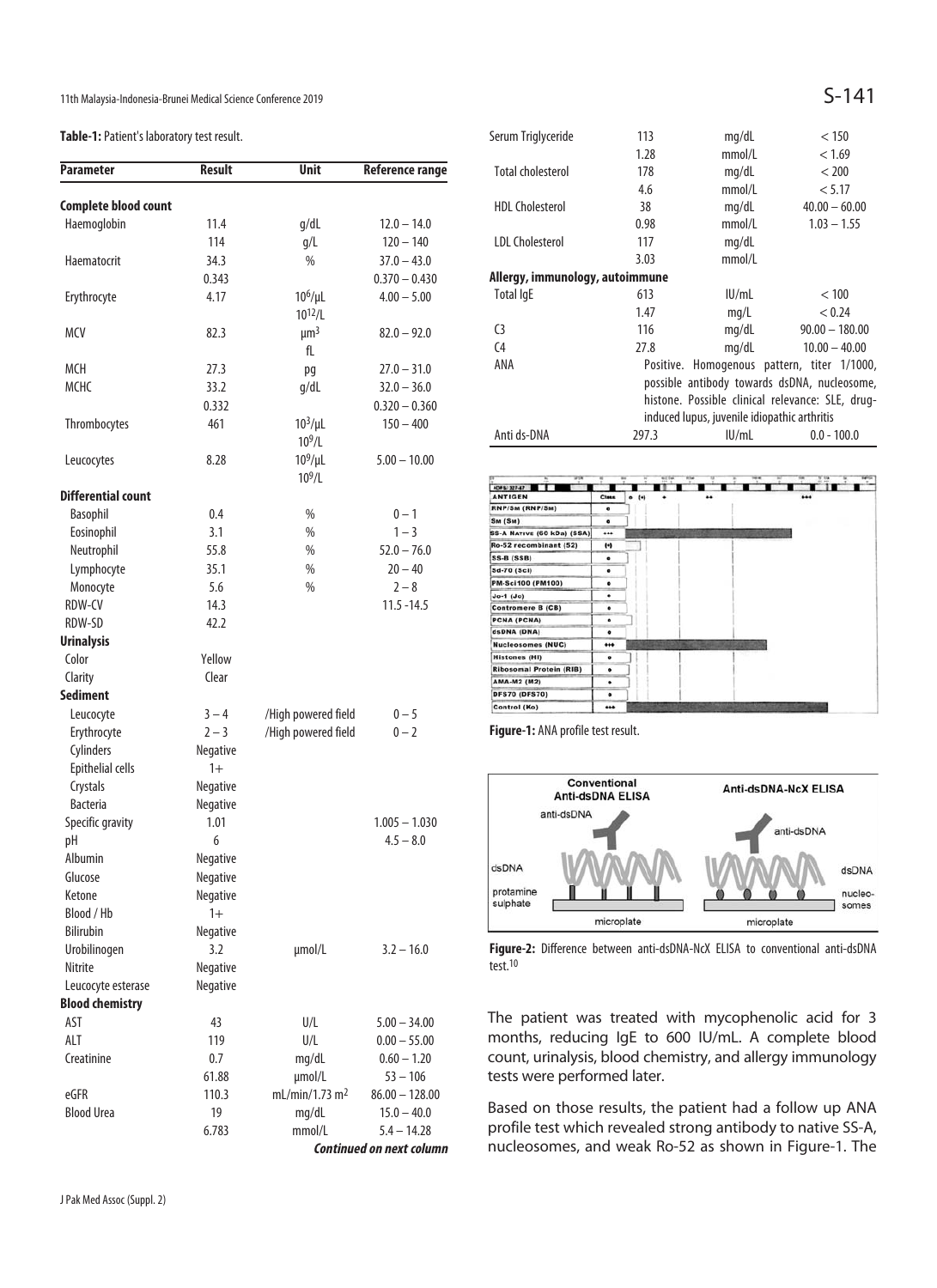**Table-1:** Patient's laboratory test result.

| Parameter | Result | Unit | Reference range |
|---|---|---|---|
| **Complete blood count** | | | |
| Haemoglobin | 11.4 | g/dL | 12.0 – 14.0 |
| | 114 | g/L | 120 – 140 |
| Haematocrit | 34.3 | % | 37.0 – 43.0 |
| | 0.343 | | 0.370 – 0.430 |
| Erythrocyte | 4.17 | $10^6$/µL | 4.00 – 5.00 |
| | | $10^{12}$/L | |
| MCV | 82.3 | µm$^3$ | 82.0 – 92.0 |
| | | fL | |
| MCH | 27.3 | pg | 27.0 – 31.0 |
| MCHC | 33.2 | g/dL | 32.0 – 36.0 |
| | 0.332 | | 0.320 – 0.360 |
| Thrombocytes | 461 | $10^3$/µL | 150 – 400 |
| | | $10^9$/L | |
| Leucocytes | 8.28 | $10^9$/µL | 5.00 – 10.00 |
| | | $10^9$/L | |
| **Differential count** | | | |
| Basophil | 0.4 | % | 0 – 1 |
| Eosinophil | 3.1 | % | 1 – 3 |
| Neutrophil | 55.8 | % | 52.0 – 76.0 |
| Lymphocyte | 35.1 | % | 20 – 40 |
| Monocyte | 5.6 | % | 2 – 8 |
| RDW-CV | 14.3 | | 11.5 -14.5 |
| RDW-SD | 42.2 | | |
| **Urinalysis** | | | |
| Color | Yellow | | |
| Clarity | Clear | | |
| **Sediment** | | | |
| Leucocyte | 3 – 4 | /High powered field | 0 – 5 |
| Erythrocyte | 2 – 3 | /High powered field | 0 – 2 |
| Cylinders | Negative | | |
| Epithelial cells | 1+ | | |
| Crystals | Negative | | |
| Bacteria | Negative | | |
| Specific gravity | 1.01 | | 1.005 – 1.030 |
| pH | 6 | | 4.5 – 8.0 |
| Albumin | Negative | | |
| Glucose | Negative | | |
| Ketone | Negative | | |
| Blood / Hb | 1+ | | |
| Bilirubin | Negative | | |
| Urobilinogen | 3.2 | µmol/L | 3.2 – 16.0 |
| Nitrite | Negative | | |
| Leucocyte esterase | Negative | | |
| **Blood chemistry** | | | |
| AST | 43 | U/L | 5.00 – 34.00 |
| ALT | 119 | U/L | 0.00 – 55.00 |
| Creatinine | 0.7 | mg/dL | 0.60 – 1.20 |
| | 61.88 | µmol/L | 53 – 106 |
| eGFR | 110.3 | mL/min/1.73 m$^2$ | 86.00 – 128.00 |
| Blood Urea | 19 | mg/dL | 15.0 – 40.0 |
| | 6.783 | mmol/L | 5.4 – 14.28 |
| Serum Triglyceride | 113 | mg/dL | < 150 |
| | 1.28 | mmol/L | < 1.69 |
| Total cholesterol | 178 | mg/dL | < 200 |
| | 4.6 | mmol/L | < 5.17 |
| HDL Cholesterol | 38 | mg/dL | 40.00 – 60.00 |
| | 0.98 | mmol/L | 1.03 – 1.55 |
| LDL Cholesterol | 117 | mg/dL | |
| | 3.03 | mmol/L | |
| **Allergy, immunology, autoimmune** | | | |
| Total IgE | 613 | IU/mL | < 100 |
| | 1.47 | mg/L | < 0.24 |
| C3 | 116 | mg/dL | 90.00 – 180.00 |
| C4 | 27.8 | mg/dL | 10.00 – 40.00 |
| ANA | Positive. Homogenous pattern, titer 1/1000, possible antibody towards dsDNA, nucleosome, histone. Possible clinical relevance: SLE, drug-induced lupus, juvenile idiopathic arthritis | | |
| Anti ds-DNA | 297.3 | IU/mL | 0.0 - 100.0 |

**Figure-1:** ANA profile test result.

**Figure-2:** Difference between anti-dsDNA-NcX ELISA to conventional anti-dsDNA test.[10]

The patient was treated with mycophenolic acid for 3 months, reducing IgE to 600 IU/mL. A complete blood count, urinalysis, blood chemistry, and allergy immunology tests were performed later.

Based on those results, the patient had a follow up ANA profile test which revealed strong antibody to native SS-A, nucleosomes, and weak Ro-52 as shown in Figure-1. The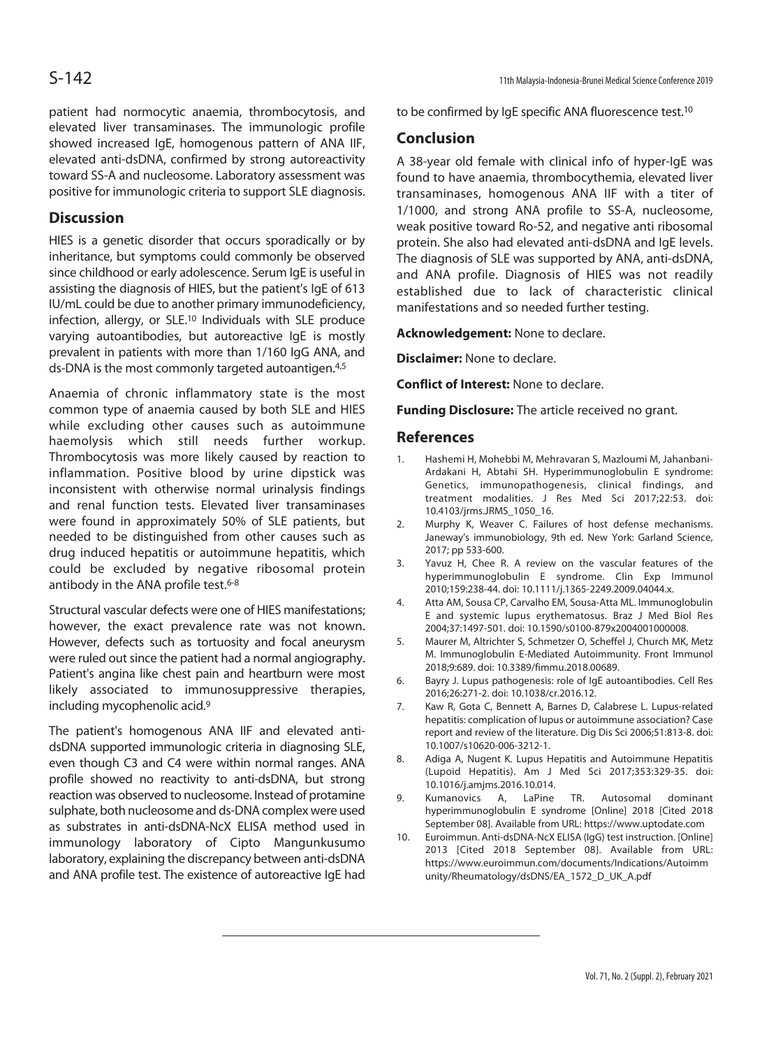patient had normocytic anaemia, thrombocytosis, and elevated liver transaminases. The immunologic profile showed increased IgE, homogenous pattern of ANA IIF, elevated anti-dsDNA, confirmed by strong autoreactivity toward SS-A and nucleosome. Laboratory assessment was positive for immunologic criteria to support SLE diagnosis.

## Discussion

HIES is a genetic disorder that occurs sporadically or by inheritance, but symptoms could commonly be observed since childhood or early adolescence. Serum IgE is useful in assisting the diagnosis of HIES, but the patient's IgE of 613 IU/mL could be due to another primary immunodeficiency, infection, allergy, or SLE.[10] Individuals with SLE produce varying autoantibodies, but autoreactive IgE is mostly prevalent in patients with more than 1/160 IgG ANA, and ds-DNA is the most commonly targeted autoantigen.[4,5]

Anaemia of chronic inflammatory state is the most common type of anaemia caused by both SLE and HIES while excluding other causes such as autoimmune haemolysis which still needs further workup. Thrombocytosis was more likely caused by reaction to inflammation. Positive blood by urine dipstick was inconsistent with otherwise normal urinalysis findings and renal function tests. Elevated liver transaminases were found in approximately 50% of SLE patients, but needed to be distinguished from other causes such as drug induced hepatitis or autoimmune hepatitis, which could be excluded by negative ribosomal protein antibody in the ANA profile test.[6-8]

Structural vascular defects were one of HIES manifestations; however, the exact prevalence rate was not known. However, defects such as tortuosity and focal aneurysm were ruled out since the patient had a normal angiography. Patient's angina like chest pain and heartburn were most likely associated to immunosuppressive therapies, including mycophenolic acid.[9]

The patient's homogenous ANA IIF and elevated anti-dsDNA supported immunologic criteria in diagnosing SLE, even though C3 and C4 were within normal ranges. ANA profile showed no reactivity to anti-dsDNA, but strong reaction was observed to nucleosome. Instead of protamine sulphate, both nucleosome and ds-DNA complex were used as substrates in anti-dsDNA-NcX ELISA method used in immunology laboratory of Cipto Mangunkusumo laboratory, explaining the discrepancy between anti-dsDNA and ANA profile test. The existence of autoreactive IgE had to be confirmed by IgE specific ANA fluorescence test.[10]

## Conclusion

A 38-year old female with clinical info of hyper-IgE was found to have anaemia, thrombocythemia, elevated liver transaminases, homogenous ANA IIF with a titer of 1/1000, and strong ANA profile to SS-A, nucleosome, weak positive toward Ro-52, and negative anti ribosomal protein. She also had elevated anti-dsDNA and IgE levels. The diagnosis of SLE was supported by ANA, anti-dsDNA, and ANA profile. Diagnosis of HIES was not readily established due to lack of characteristic clinical manifestations and so needed further testing.

**Acknowledgement:** None to declare.

**Disclaimer:** None to declare.

**Conflict of Interest:** None to declare.

**Funding Disclosure:** The article received no grant.

## References

1. Hashemi H, Mohebbi M, Mehravaran S, Mazloumi M, Jahanbani-Ardakani H, Abtahi SH. Hyperimmunoglobulin E syndrome: Genetics, immunopathogenesis, clinical findings, and treatment modalities. J Res Med Sci 2017;22:53. doi: 10.4103/jrms.JRMS_1050_16.
2. Murphy K, Weaver C. Failures of host defense mechanisms. Janeway's immunobiology, 9th ed. New York: Garland Science, 2017; pp 533-600.
3. Yavuz H, Chee R. A review on the vascular features of the hyperimmunoglobulin E syndrome. Clin Exp Immunol 2010;159:238-44. doi: 10.1111/j.1365-2249.2009.04044.x.
4. Atta AM, Sousa CP, Carvalho EM, Sousa-Atta ML. Immunoglobulin E and systemic lupus erythematosus. Braz J Med Biol Res 2004;37:1497-501. doi: 10.1590/s0100-879x2004001000008.
5. Maurer M, Altrichter S, Schmetzer O, Scheffel J, Church MK, Metz M. Immunoglobulin E-Mediated Autoimmunity. Front Immunol 2018;9:689. doi: 10.3389/fimmu.2018.00689.
6. Bayry J. Lupus pathogenesis: role of IgE autoantibodies. Cell Res 2016;26:271-2. doi: 10.1038/cr.2016.12.
7. Kaw R, Gota C, Bennett A, Barnes D, Calabrese L. Lupus-related hepatitis: complication of lupus or autoimmune association? Case report and review of the literature. Dig Dis Sci 2006;51:813-8. doi: 10.1007/s10620-006-3212-1.
8. Adiga A, Nugent K. Lupus Hepatitis and Autoimmune Hepatitis (Lupoid Hepatitis). Am J Med Sci 2017;353:329-35. doi: 10.1016/j.amjms.2016.10.014.
9. Kumanovics A, LaPine TR. Autosomal dominant hyperimmunoglobulin E syndrome [Online] 2018 [Cited 2018 September 08]. Available from URL: https://www.uptodate.com
10. Euroimmun. Anti-dsDNA-NcX ELISA (IgG) test instruction. [Online] 2013 [Cited 2018 September 08]. Available from URL: https://www.euroimmun.com/documents/Indications/Autoimmunity/Rheumatology/dsDNS/EA_1572_D_UK_A.pdf